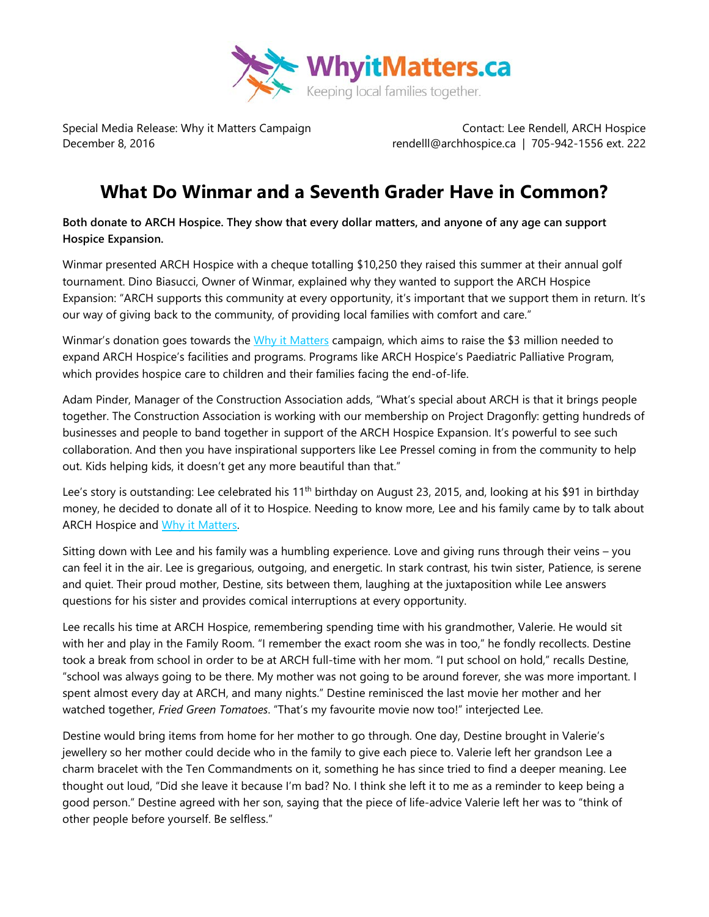WhyitMatters.ca
Keeping local families together.

Special Media Release: Why it Matters Campaign
December 8, 2016

Contact: Lee Rendell, ARCH Hospice
rendelll@archhospice.ca | 705-942-1556 ext. 222

# What Do Winmar and a Seventh Grader Have in Common?

**Both donate to ARCH Hospice. They show that every dollar matters, and anyone of any age can support Hospice Expansion.**

Winmar presented ARCH Hospice with a cheque totalling $10,250 they raised this summer at their annual golf tournament. Dino Biasucci, Owner of Winmar, explained why they wanted to support the ARCH Hospice Expansion: "ARCH supports this community at every opportunity, it's important that we support them in return. It's our way of giving back to the community, of providing local families with comfort and care."

Winmar's donation goes towards the Why it Matters campaign, which aims to raise the $3 million needed to expand ARCH Hospice's facilities and programs. Programs like ARCH Hospice's Paediatric Palliative Program, which provides hospice care to children and their families facing the end-of-life.

Adam Pinder, Manager of the Construction Association adds, "What's special about ARCH is that it brings people together. The Construction Association is working with our membership on Project Dragonfly: getting hundreds of businesses and people to band together in support of the ARCH Hospice Expansion. It's powerful to see such collaboration. And then you have inspirational supporters like Lee Pressel coming in from the community to help out. Kids helping kids, it doesn't get any more beautiful than that."

Lee's story is outstanding: Lee celebrated his 11th birthday on August 23, 2015, and, looking at his $91 in birthday money, he decided to donate all of it to Hospice. Needing to know more, Lee and his family came by to talk about ARCH Hospice and Why it Matters.

Sitting down with Lee and his family was a humbling experience. Love and giving runs through their veins – you can feel it in the air. Lee is gregarious, outgoing, and energetic. In stark contrast, his twin sister, Patience, is serene and quiet. Their proud mother, Destine, sits between them, laughing at the juxtaposition while Lee answers questions for his sister and provides comical interruptions at every opportunity.

Lee recalls his time at ARCH Hospice, remembering spending time with his grandmother, Valerie. He would sit with her and play in the Family Room. "I remember the exact room she was in too," he fondly recollects. Destine took a break from school in order to be at ARCH full-time with her mom. "I put school on hold," recalls Destine, "school was always going to be there. My mother was not going to be around forever, she was more important. I spent almost every day at ARCH, and many nights." Destine reminisced the last movie her mother and her watched together, *Fried Green Tomatoes*. "That's my favourite movie now too!" interjected Lee.

Destine would bring items from home for her mother to go through. One day, Destine brought in Valerie's jewellery so her mother could decide who in the family to give each piece to. Valerie left her grandson Lee a charm bracelet with the Ten Commandments on it, something he has since tried to find a deeper meaning. Lee thought out loud, "Did she leave it because I'm bad? No. I think she left it to me as a reminder to keep being a good person." Destine agreed with her son, saying that the piece of life-advice Valerie left her was to "think of other people before yourself. Be selfless."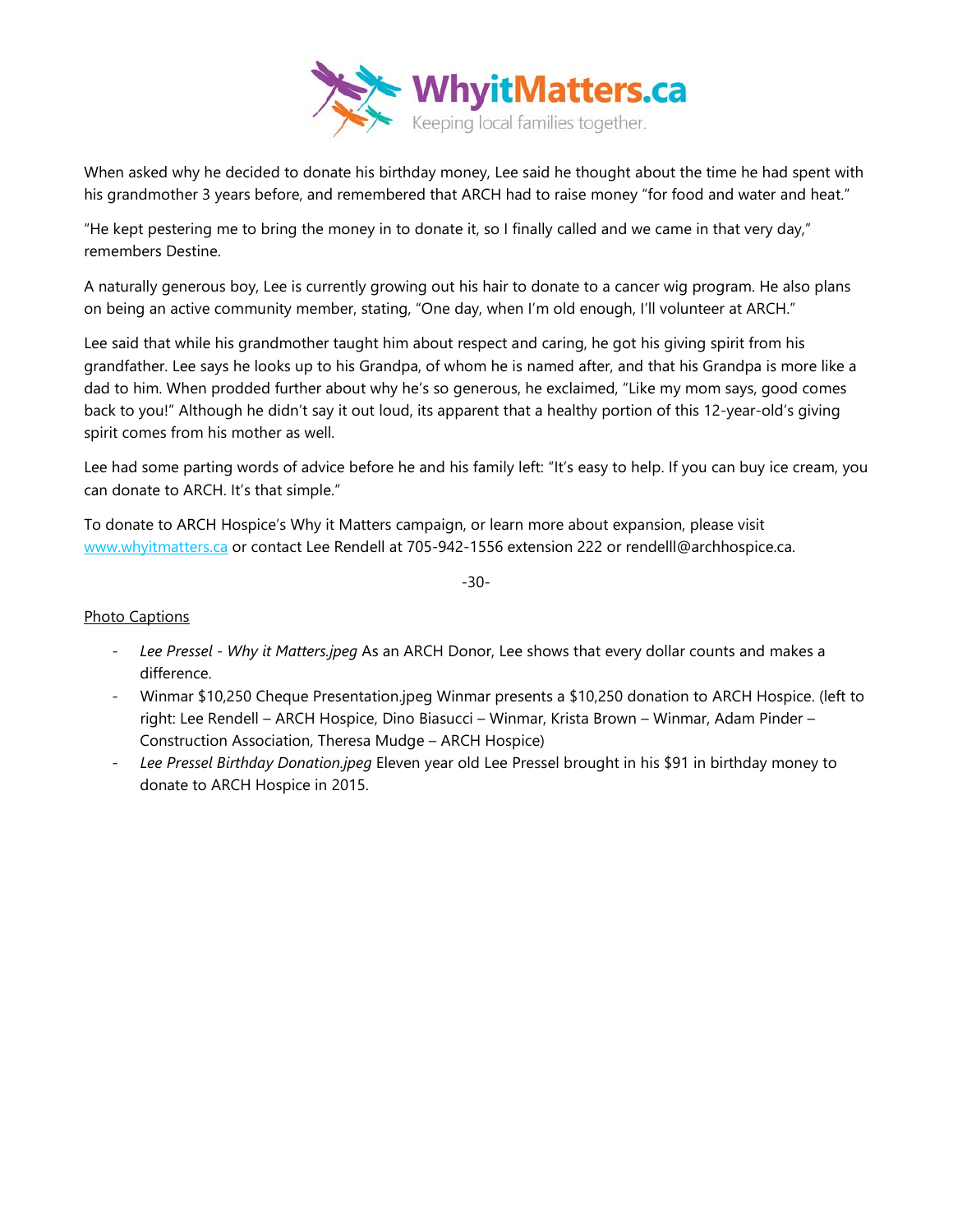WhyitMatters.ca
Keeping local families together.

When asked why he decided to donate his birthday money, Lee said he thought about the time he had spent with his grandmother 3 years before, and remembered that ARCH had to raise money "for food and water and heat."

"He kept pestering me to bring the money in to donate it, so I finally called and we came in that very day," remembers Destine.

A naturally generous boy, Lee is currently growing out his hair to donate to a cancer wig program. He also plans on being an active community member, stating, "One day, when I'm old enough, I'll volunteer at ARCH."

Lee said that while his grandmother taught him about respect and caring, he got his giving spirit from his grandfather. Lee says he looks up to his Grandpa, of whom he is named after, and that his Grandpa is more like a dad to him. When prodded further about why he's so generous, he exclaimed, "Like my mom says, good comes back to you!" Although he didn't say it out loud, its apparent that a healthy portion of this 12-year-old's giving spirit comes from his mother as well.

Lee had some parting words of advice before he and his family left: "It's easy to help. If you can buy ice cream, you can donate to ARCH. It's that simple."

To donate to ARCH Hospice's Why it Matters campaign, or learn more about expansion, please visit [www.whyitmatters.ca](http://www.whyitmatters.ca) or contact Lee Rendell at 705-942-1556 extension 222 or rendelll@archhospice.ca.

-30-

Photo Captions

- *Lee Pressel - Why it Matters.jpeg* As an ARCH Donor, Lee shows that every dollar counts and makes a difference.
- Winmar $10,250 Cheque Presentation.jpeg Winmar presents a $10,250 donation to ARCH Hospice. (left to right: Lee Rendell – ARCH Hospice, Dino Biasucci – Winmar, Krista Brown – Winmar, Adam Pinder – Construction Association, Theresa Mudge – ARCH Hospice)
- *Lee Pressel Birthday Donation.jpeg* Eleven year old Lee Pressel brought in his $91 in birthday money to donate to ARCH Hospice in 2015.